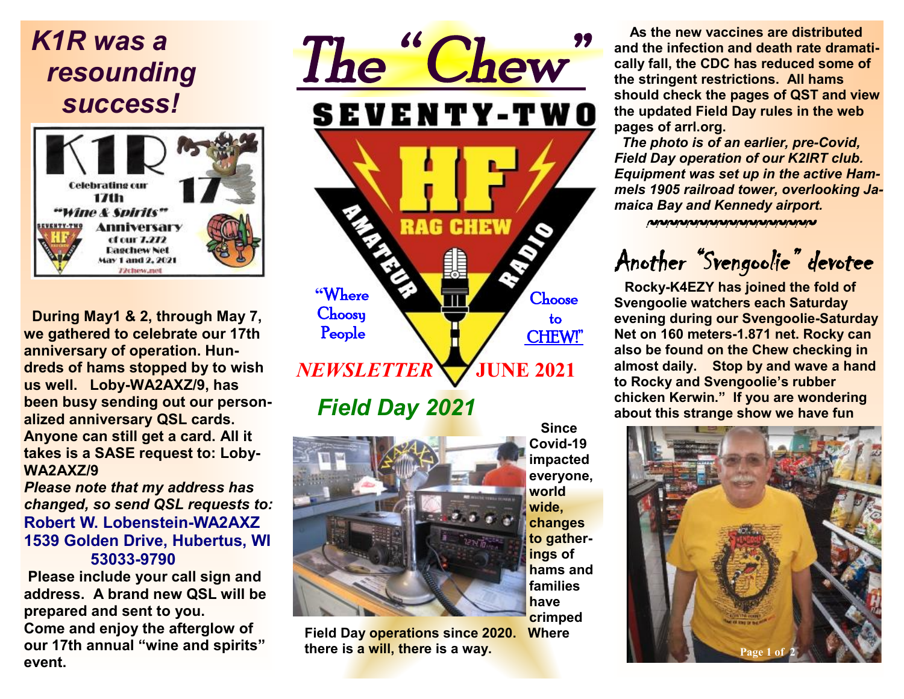# The "Chew"

SEVENTY-TWO

HF RAG CHEW AMATEUR RADIO

"Where Choosy People Choose to CHEW!"

*NEWSLETTER* **JUNE 2021**

## *K1R was a resounding success!*

**During May1 & 2, through May 7, we gathered to celebrate our 17th anniversary of operation. Hundreds of hams stopped by to wish us well. Loby-WA2AXZ/9, has been busy sending out our personalized anniversary QSL cards. Anyone can still get a card. All it takes is a SASE request to: Loby-WA2AXZ/9**

***Please note that my address has changed, so send QSL requests to:***

**Robert W. Lobenstein-WA2AXZ**
**1539 Golden Drive, Hubertus, WI 53033-9790**

**Please include your call sign and address. A brand new QSL will be prepared and sent to you.**

**Come and enjoy the afterglow of our 17th annual "wine and spirits" event.**

## *Field Day 2021*

**Since Covid-19 impacted everyone, world wide, changes to gatherings of hams and families have crimped Field Day operations since 2020. Where there is a will, there is a way.**

**As the new vaccines are distributed and the infection and death rate dramatically fall, the CDC has reduced some of the stringent restrictions. All hams should check the pages of QST and view the updated Field Day rules in the web pages of arrl.org.**

***The photo is of an earlier, pre-Covid, Field Day operation of our K2IRT club. Equipment was set up in the active Hammels 1905 railroad tower, overlooking Jamaica Bay and Kennedy airport.***

## Another "Svengoolie" devotee

**Rocky-K4EZY has joined the fold of Svengoolie watchers each Saturday evening during our Svengoolie-Saturday Net on 160 meters-1.871 net. Rocky can also be found on the Chew checking in almost daily. Stop by and wave a hand to Rocky and Svengoolie's rubber chicken Kerwin." If you are wondering about this strange show we have fun**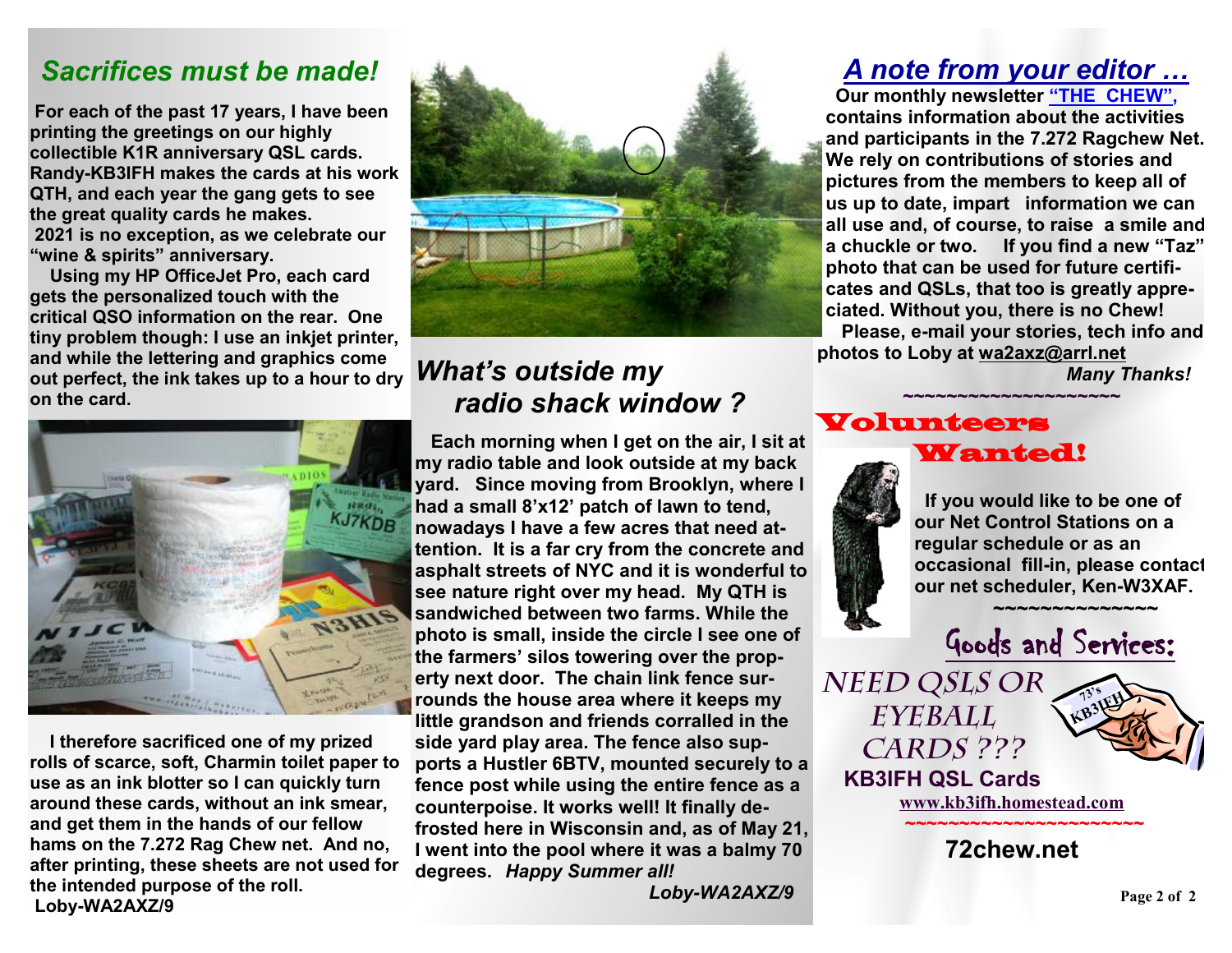## *Sacrifices must be made!*

**For each of the past 17 years, I have been printing the greetings on our highly collectible K1R anniversary QSL cards. Randy-KB3IFH makes the cards at his work QTH, and each year the gang gets to see the great quality cards he makes.**
**2021 is no exception, as we celebrate our "wine & spirits" anniversary.**

**Using my HP OfficeJet Pro, each card gets the personalized touch with the critical QSO information on the rear. One tiny problem though: I use an inkjet printer, and while the lettering and graphics come out perfect, the ink takes up to a hour to dry on the card.**

**I therefore sacrificed one of my prized rolls of scarce, soft, Charmin toilet paper to use as an ink blotter so I can quickly turn around these cards, without an ink smear, and get them in the hands of our fellow hams on the 7.272 Rag Chew net. And no, after printing, these sheets are not used for the intended purpose of the roll.**
**Loby-WA2AXZ/9**

## *What's outside my radio shack window ?*

**Each morning when I get on the air, I sit at my radio table and look outside at my back yard. Since moving from Brooklyn, where I had a small 8'x12' patch of lawn to tend, nowadays I have a few acres that need attention. It is a far cry from the concrete and asphalt streets of NYC and it is wonderful to see nature right over my head. My QTH is sandwiched between two farms. While the photo is small, inside the circle I see one of the farmers' silos towering over the property next door. The chain link fence surrounds the house area where it keeps my little grandson and friends corralled in the side yard play area. The fence also supports a Hustler 6BTV, mounted securely to a fence post while using the entire fence as a counterpoise. It works well! It finally defrosted here in Wisconsin and, as of May 21, I went into the pool where it was a balmy 70 degrees.** ***Happy Summer all!***

***Loby-WA2AXZ/9***

## *A note from your editor …*

**Our monthly newsletter "THE CHEW", contains information about the activities and participants in the 7.272 Ragchew Net. We rely on contributions of stories and pictures from the members to keep all of us up to date, impart information we can all use and, of course, to raise a smile and a chuckle or two. If you find a new "Taz" photo that can be used for future certificates and QSLs, that too is greatly appreciated. Without you, there is no Chew!**

**Please, e-mail your stories, tech info and photos to Loby at wa2axz@arrl.net**

***Many Thanks!***

~~~~~~~~~~~~~~~~~~~~

## Volunteers Wanted!

**If you would like to be one of our Net Control Stations on a regular schedule or as an occasional fill-in, please contact our net scheduler, Ken-W3XAF.**

~~~~~~~~~~~~~~~

## Goods and Services:

NEED QSLS OR EYEBALL CARDS ???

**KB3IFH QSL Cards**

**www.kb3ifh.homestead.com**

~~~~~~~~~~~~~~~~~~~~~~~

**72chew.net**